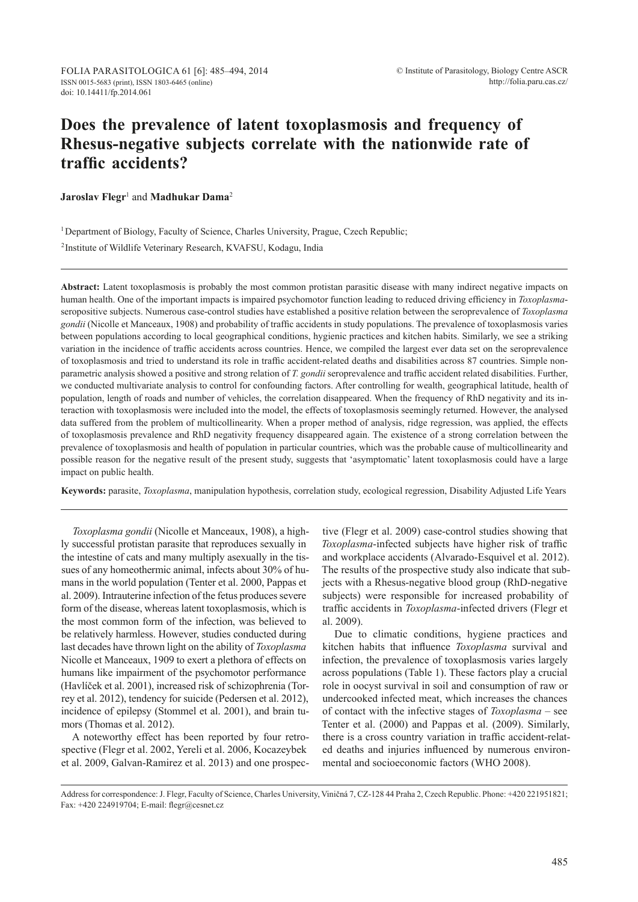FOLIA PARASITOLOGICA 61 [6]: 485–494, 2014
ISSN 0015-5683 (print), ISSN 1803-6465 (online)
doi: 10.14411/fp.2014.061

© Institute of Parasitology, Biology Centre ASCR
http://folia.paru.cas.cz/

# Does the prevalence of latent toxoplasmosis and frequency of Rhesus-negative subjects correlate with the nationwide rate of traffic accidents?

**Jaroslav Flegr**[1] and **Madhukar Dama**[2]

[1] Department of Biology, Faculty of Science, Charles University, Prague, Czech Republic;

[2] Institute of Wildlife Veterinary Research, KVAFSU, Kodagu, India

**Abstract:** Latent toxoplasmosis is probably the most common protistan parasitic disease with many indirect negative impacts on human health. One of the important impacts is impaired psychomotor function leading to reduced driving efficiency in *Toxoplasma*-seropositive subjects. Numerous case-control studies have established a positive relation between the seroprevalence of *Toxoplasma gondii* (Nicolle et Manceaux, 1908) and probability of traffic accidents in study populations. The prevalence of toxoplasmosis varies between populations according to local geographical conditions, hygienic practices and kitchen habits. Similarly, we see a striking variation in the incidence of traffic accidents across countries. Hence, we compiled the largest ever data set on the seroprevalence of toxoplasmosis and tried to understand its role in traffic accident-related deaths and disabilities across 87 countries. Simple non-parametric analysis showed a positive and strong relation of *T. gondii* seroprevalence and traffic accident related disabilities. Further, we conducted multivariate analysis to control for confounding factors. After controlling for wealth, geographical latitude, health of population, length of roads and number of vehicles, the correlation disappeared. When the frequency of RhD negativity and its interaction with toxoplasmosis were included into the model, the effects of toxoplasmosis seemingly returned. However, the analysed data suffered from the problem of multicollinearity. When a proper method of analysis, ridge regression, was applied, the effects of toxoplasmosis prevalence and RhD negativity frequency disappeared again. The existence of a strong correlation between the prevalence of toxoplasmosis and health of population in particular countries, which was the probable cause of multicollinearity and possible reason for the negative result of the present study, suggests that 'asymptomatic' latent toxoplasmosis could have a large impact on public health.

**Keywords:** parasite, *Toxoplasma*, manipulation hypothesis, correlation study, ecological regression, Disability Adjusted Life Years

*Toxoplasma gondii* (Nicolle et Manceaux, 1908), a highly successful protistan parasite that reproduces sexually in the intestine of cats and many multiply asexually in the tissues of any homeothermic animal, infects about 30% of humans in the world population (Tenter et al. 2000, Pappas et al. 2009). Intrauterine infection of the fetus produces severe form of the disease, whereas latent toxoplasmosis, which is the most common form of the infection, was believed to be relatively harmless. However, studies conducted during last decades have thrown light on the ability of *Toxoplasma* Nicolle et Manceaux, 1909 to exert a plethora of effects on humans like impairment of the psychomotor performance (Havlíček et al. 2001), increased risk of schizophrenia (Torrey et al. 2012), tendency for suicide (Pedersen et al. 2012), incidence of epilepsy (Stommel et al. 2001), and brain tumors (Thomas et al. 2012).

A noteworthy effect has been reported by four retrospective (Flegr et al. 2002, Yereli et al. 2006, Kocazeybek et al. 2009, Galvan-Ramirez et al. 2013) and one prospective (Flegr et al. 2009) case-control studies showing that *Toxoplasma*-infected subjects have higher risk of traffic and workplace accidents (Alvarado-Esquivel et al. 2012). The results of the prospective study also indicate that subjects with a Rhesus-negative blood group (RhD-negative subjects) were responsible for increased probability of traffic accidents in *Toxoplasma*-infected drivers (Flegr et al. 2009).

Due to climatic conditions, hygiene practices and kitchen habits that influence *Toxoplasma* survival and infection, the prevalence of toxoplasmosis varies largely across populations (Table 1). These factors play a crucial role in oocyst survival in soil and consumption of raw or undercooked infected meat, which increases the chances of contact with the infective stages of *Toxoplasma* – see Tenter et al. (2000) and Pappas et al. (2009). Similarly, there is a cross country variation in traffic accident-related deaths and injuries influenced by numerous environmental and socioeconomic factors (WHO 2008).

Address for correspondence: J. Flegr, Faculty of Science, Charles University, Viničná 7, CZ-128 44 Praha 2, Czech Republic. Phone: +420 221951821; Fax: +420 224919704; E-mail: flegr@cesnet.cz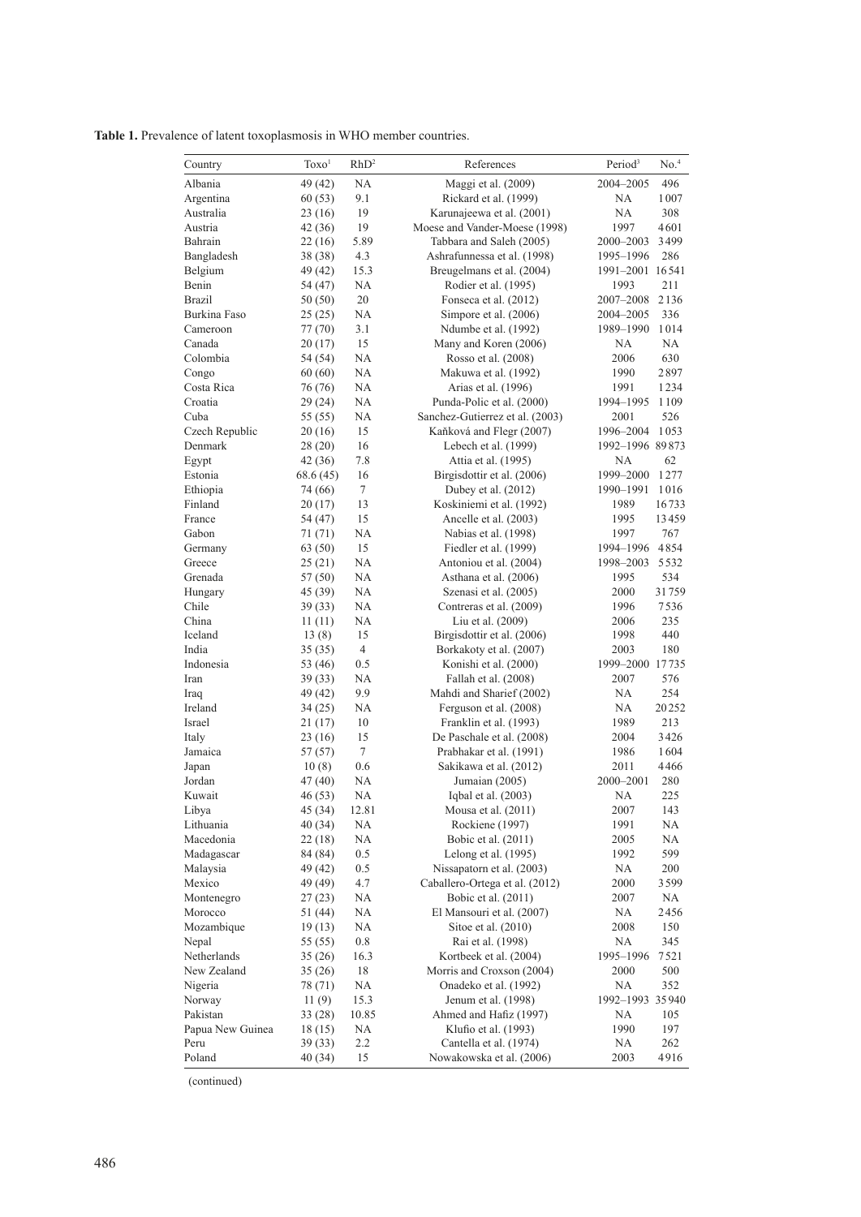**Table 1.** Prevalence of latent toxoplasmosis in WHO member countries.

| Country | Toxo[1] | RhD[2] | References | Period[3] | No.[4] |
|---|---|---|---|---|---|
| Albania | 49 (42) | NA | Maggi et al. (2009) | 2004–2005 | 496 |
| Argentina | 60 (53) | 9.1 | Rickard et al. (1999) | NA | 1007 |
| Australia | 23 (16) | 19 | Karunajeewa et al. (2001) | NA | 308 |
| Austria | 42 (36) | 19 | Moese and Vander-Moese (1998) | 1997 | 4601 |
| Bahrain | 22 (16) | 5.89 | Tabbara and Saleh (2005) | 2000–2003 | 3499 |
| Bangladesh | 38 (38) | 4.3 | Ashrafunnessa et al. (1998) | 1995–1996 | 286 |
| Belgium | 49 (42) | 15.3 | Breugelmans et al. (2004) | 1991–2001 | 16541 |
| Benin | 54 (47) | NA | Rodier et al. (1995) | 1993 | 211 |
| Brazil | 50 (50) | 20 | Fonseca et al. (2012) | 2007–2008 | 2136 |
| Burkina Faso | 25 (25) | NA | Simpore et al. (2006) | 2004–2005 | 336 |
| Cameroon | 77 (70) | 3.1 | Ndumbe et al. (1992) | 1989–1990 | 1014 |
| Canada | 20 (17) | 15 | Many and Koren (2006) | NA | NA |
| Colombia | 54 (54) | NA | Rosso et al. (2008) | 2006 | 630 |
| Congo | 60 (60) | NA | Makuwa et al. (1992) | 1990 | 2897 |
| Costa Rica | 76 (76) | NA | Arias et al. (1996) | 1991 | 1234 |
| Croatia | 29 (24) | NA | Punda-Polic et al. (2000) | 1994–1995 | 1109 |
| Cuba | 55 (55) | NA | Sanchez-Gutierrez et al. (2003) | 2001 | 526 |
| Czech Republic | 20 (16) | 15 | Kaňková and Flegr (2007) | 1996–2004 | 1053 |
| Denmark | 28 (20) | 16 | Lebech et al. (1999) | 1992–1996 | 89873 |
| Egypt | 42 (36) | 7.8 | Attia et al. (1995) | NA | 62 |
| Estonia | 68.6 (45) | 16 | Birgisdottir et al. (2006) | 1999–2000 | 1277 |
| Ethiopia | 74 (66) | 7 | Dubey et al. (2012) | 1990–1991 | 1016 |
| Finland | 20 (17) | 13 | Koskiniemi et al. (1992) | 1989 | 16733 |
| France | 54 (47) | 15 | Ancelle et al. (2003) | 1995 | 13459 |
| Gabon | 71 (71) | NA | Nabias et al. (1998) | 1997 | 767 |
| Germany | 63 (50) | 15 | Fiedler et al. (1999) | 1994–1996 | 4854 |
| Greece | 25 (21) | NA | Antoniou et al. (2004) | 1998–2003 | 5532 |
| Grenada | 57 (50) | NA | Asthana et al. (2006) | 1995 | 534 |
| Hungary | 45 (39) | NA | Szenasi et al. (2005) | 2000 | 31759 |
| Chile | 39 (33) | NA | Contreras et al. (2009) | 1996 | 7536 |
| China | 11 (11) | NA | Liu et al. (2009) | 2006 | 235 |
| Iceland | 13 (8) | 15 | Birgisdottir et al. (2006) | 1998 | 440 |
| India | 35 (35) | 4 | Borkakoty et al. (2007) | 2003 | 180 |
| Indonesia | 53 (46) | 0.5 | Konishi et al. (2000) | 1999–2000 | 17735 |
| Iran | 39 (33) | NA | Fallah et al. (2008) | 2007 | 576 |
| Iraq | 49 (42) | 9.9 | Mahdi and Sharief (2002) | NA | 254 |
| Ireland | 34 (25) | NA | Ferguson et al. (2008) | NA | 20252 |
| Israel | 21 (17) | 10 | Franklin et al. (1993) | 1989 | 213 |
| Italy | 23 (16) | 15 | De Paschale et al. (2008) | 2004 | 3426 |
| Jamaica | 57 (57) | 7 | Prabhakar et al. (1991) | 1986 | 1604 |
| Japan | 10 (8) | 0.6 | Sakikawa et al. (2012) | 2011 | 4466 |
| Jordan | 47 (40) | NA | Jumaian (2005) | 2000–2001 | 280 |
| Kuwait | 46 (53) | NA | Iqbal et al. (2003) | NA | 225 |
| Libya | 45 (34) | 12.81 | Mousa et al. (2011) | 2007 | 143 |
| Lithuania | 40 (34) | NA | Rockiene (1997) | 1991 | NA |
| Macedonia | 22 (18) | NA | Bobic et al. (2011) | 2005 | NA |
| Madagascar | 84 (84) | 0.5 | Lelong et al. (1995) | 1992 | 599 |
| Malaysia | 49 (42) | 0.5 | Nissapatorn et al. (2003) | NA | 200 |
| Mexico | 49 (49) | 4.7 | Caballero-Ortega et al. (2012) | 2000 | 3599 |
| Montenegro | 27 (23) | NA | Bobic et al. (2011) | 2007 | NA |
| Morocco | 51 (44) | NA | El Mansouri et al. (2007) | NA | 2456 |
| Mozambique | 19 (13) | NA | Sitoe et al. (2010) | 2008 | 150 |
| Nepal | 55 (55) | 0.8 | Rai et al. (1998) | NA | 345 |
| Netherlands | 35 (26) | 16.3 | Kortbeek et al. (2004) | 1995–1996 | 7521 |
| New Zealand | 35 (26) | 18 | Morris and Croxson (2004) | 2000 | 500 |
| Nigeria | 78 (71) | NA | Onadeko et al. (1992) | NA | 352 |
| Norway | 11 (9) | 15.3 | Jenum et al. (1998) | 1992–1993 | 35940 |
| Pakistan | 33 (28) | 10.85 | Ahmed and Hafiz (1997) | NA | 105 |
| Papua New Guinea | 18 (15) | NA | Klufio et al. (1993) | 1990 | 197 |
| Peru | 39 (33) | 2.2 | Cantella et al. (1974) | NA | 262 |
| Poland | 40 (34) | 15 | Nowakowska et al. (2006) | 2003 | 4916 |

(continued)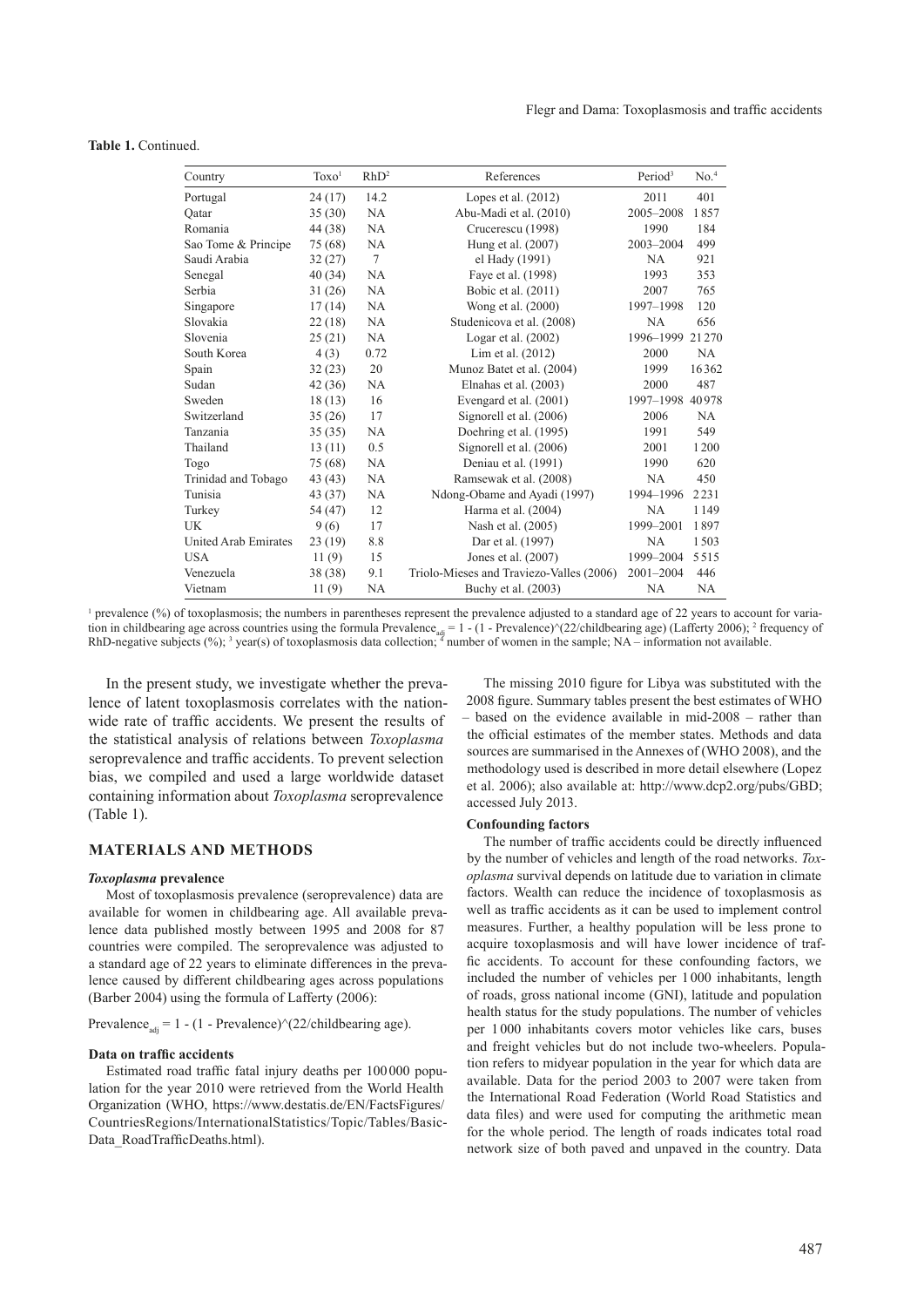**Table 1.** Continued.

| Country | Toxo[1] | RhD[2] | References | Period[3] | No.[4] |
|---|---|---|---|---|---|
| Portugal | 24 (17) | 14.2 | Lopes et al. (2012) | 2011 | 401 |
| Qatar | 35 (30) | NA | Abu-Madi et al. (2010) | 2005–2008 | 1857 |
| Romania | 44 (38) | NA | Crucerescu (1998) | 1990 | 184 |
| Sao Tome & Principe | 75 (68) | NA | Hung et al. (2007) | 2003–2004 | 499 |
| Saudi Arabia | 32 (27) | 7 | el Hady (1991) | NA | 921 |
| Senegal | 40 (34) | NA | Faye et al. (1998) | 1993 | 353 |
| Serbia | 31 (26) | NA | Bobic et al. (2011) | 2007 | 765 |
| Singapore | 17 (14) | NA | Wong et al. (2000) | 1997–1998 | 120 |
| Slovakia | 22 (18) | NA | Studenicova et al. (2008) | NA | 656 |
| Slovenia | 25 (21) | NA | Logar et al. (2002) | 1996–1999 | 21 270 |
| South Korea | 4 (3) | 0.72 | Lim et al. (2012) | 2000 | NA |
| Spain | 32 (23) | 20 | Munoz Batet et al. (2004) | 1999 | 16362 |
| Sudan | 42 (36) | NA | Elnahas et al. (2003) | 2000 | 487 |
| Sweden | 18 (13) | 16 | Evengard et al. (2001) | 1997–1998 | 40978 |
| Switzerland | 35 (26) | 17 | Signorell et al. (2006) | 2006 | NA |
| Tanzania | 35 (35) | NA | Doehring et al. (1995) | 1991 | 549 |
| Thailand | 13 (11) | 0.5 | Signorell et al. (2006) | 2001 | 1 200 |
| Togo | 75 (68) | NA | Deniau et al. (1991) | 1990 | 620 |
| Trinidad and Tobago | 43 (43) | NA | Ramsewak et al. (2008) | NA | 450 |
| Tunisia | 43 (37) | NA | Ndong-Obame and Ayadi (1997) | 1994–1996 | 2231 |
| Turkey | 54 (47) | 12 | Harma et al. (2004) | NA | 1149 |
| UK | 9 (6) | 17 | Nash et al. (2005) | 1999–2001 | 1897 |
| United Arab Emirates | 23 (19) | 8.8 | Dar et al. (1997) | NA | 1503 |
| USA | 11 (9) | 15 | Jones et al. (2007) | 1999–2004 | 5515 |
| Venezuela | 38 (38) | 9.1 | Triolo-Mieses and Traviezo-Valles (2006) | 2001–2004 | 446 |
| Vietnam | 11 (9) | NA | Buchy et al. (2003) | NA | NA |

[1] prevalence (%) of toxoplasmosis; the numbers in parentheses represent the prevalence adjusted to a standard age of 22 years to account for variation in childbearing age across countries using the formula $\text{Prevalence}_{adj} = 1 - (1 - \text{Prevalence})^{(22/\text{childbearing age})}$ (Lafferty 2006); [2] frequency of RhD-negative subjects (%); [3] year(s) of toxoplasmosis data collection; [4] number of women in the sample; NA – information not available.

In the present study, we investigate whether the prevalence of latent toxoplasmosis correlates with the nationwide rate of traffic accidents. We present the results of the statistical analysis of relations between *Toxoplasma* seroprevalence and traffic accidents. To prevent selection bias, we compiled and used a large worldwide dataset containing information about *Toxoplasma* seroprevalence (Table 1).

## MATERIALS AND METHODS

### *Toxoplasma* prevalence

Most of toxoplasmosis prevalence (seroprevalence) data are available for women in childbearing age. All available prevalence data published mostly between 1995 and 2008 for 87 countries were compiled. The seroprevalence was adjusted to a standard age of 22 years to eliminate differences in the prevalence caused by different childbearing ages across populations (Barber 2004) using the formula of Lafferty (2006):

$$\text{Prevalence}_{adj} = 1 - (1 - \text{Prevalence})^{(22/\text{childbearing age})}.$$

### Data on traffic accidents

Estimated road traffic fatal injury deaths per 100 000 population for the year 2010 were retrieved from the World Health Organization (WHO, https://www.destatis.de/EN/FactsFigures/CountriesRegions/InternationalStatistics/Topic/Tables/BasicData_RoadTrafficDeaths.html).

The missing 2010 figure for Libya was substituted with the 2008 figure. Summary tables present the best estimates of WHO – based on the evidence available in mid-2008 – rather than the official estimates of the member states. Methods and data sources are summarised in the Annexes of (WHO 2008), and the methodology used is described in more detail elsewhere (Lopez et al. 2006); also available at: http://www.dcp2.org/pubs/GBD; accessed July 2013.

### Confounding factors

The number of traffic accidents could be directly influenced by the number of vehicles and length of the road networks. *Toxoplasma* survival depends on latitude due to variation in climate factors. Wealth can reduce the incidence of toxoplasmosis as well as traffic accidents as it can be used to implement control measures. Further, a healthy population will be less prone to acquire toxoplasmosis and will have lower incidence of traffic accidents. To account for these confounding factors, we included the number of vehicles per 1 000 inhabitants, length of roads, gross national income (GNI), latitude and population health status for the study populations. The number of vehicles per 1 000 inhabitants covers motor vehicles like cars, buses and freight vehicles but do not include two-wheelers. Population refers to midyear population in the year for which data are available. Data for the period 2003 to 2007 were taken from the International Road Federation (World Road Statistics and data files) and were used for computing the arithmetic mean for the whole period. The length of roads indicates total road network size of both paved and unpaved in the country. Data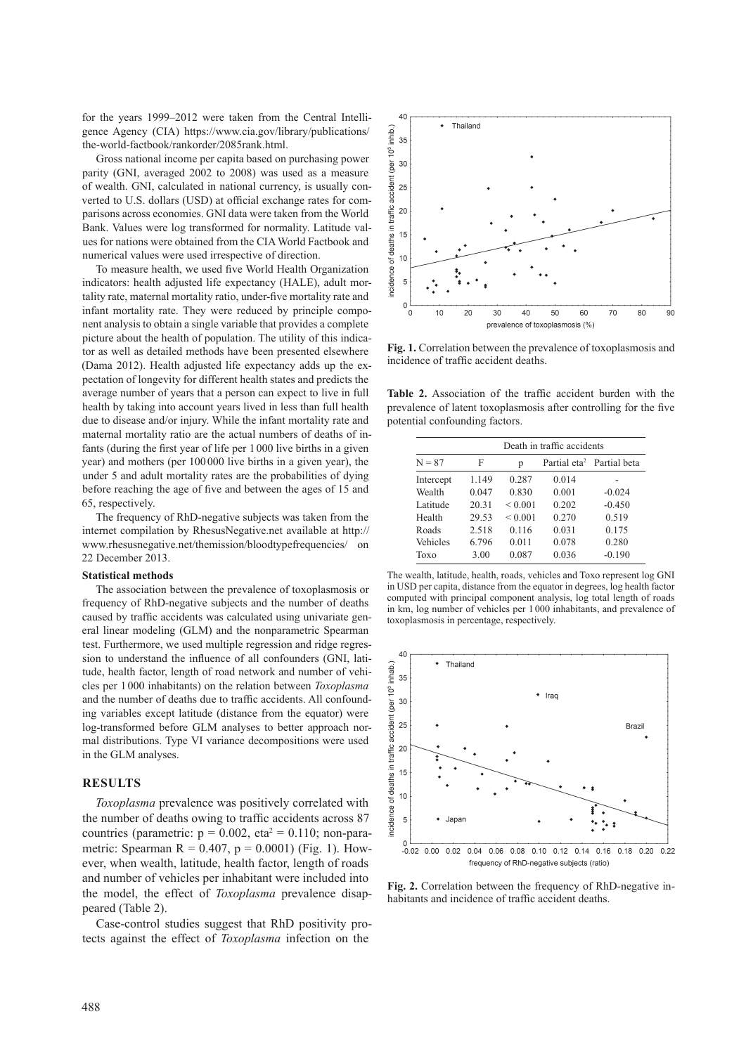for the years 1999–2012 were taken from the Central Intelligence Agency (CIA) https://www.cia.gov/library/publications/the-world-factbook/rankorder/2085rank.html.

Gross national income per capita based on purchasing power parity (GNI, averaged 2002 to 2008) was used as a measure of wealth. GNI, calculated in national currency, is usually converted to U.S. dollars (USD) at official exchange rates for comparisons across economies. GNI data were taken from the World Bank. Values were log transformed for normality. Latitude values for nations were obtained from the CIA World Factbook and numerical values were used irrespective of direction.

To measure health, we used five World Health Organization indicators: health adjusted life expectancy (HALE), adult mortality rate, maternal mortality ratio, under-five mortality rate and infant mortality rate. They were reduced by principle component analysis to obtain a single variable that provides a complete picture about the health of population. The utility of this indicator as well as detailed methods have been presented elsewhere (Dama 2012). Health adjusted life expectancy adds up the expectation of longevity for different health states and predicts the average number of years that a person can expect to live in full health by taking into account years lived in less than full health due to disease and/or injury. While the infant mortality rate and maternal mortality ratio are the actual numbers of deaths of infants (during the first year of life per 1 000 live births in a given year) and mothers (per 100 000 live births in a given year), the under 5 and adult mortality rates are the probabilities of dying before reaching the age of five and between the ages of 15 and 65, respectively.

The frequency of RhD-negative subjects was taken from the internet compilation by RhesusNegative.net available at http://www.rhesusnegative.net/themission/bloodtypefrequencies/ on 22 December 2013.

### Statistical methods

The association between the prevalence of toxoplasmosis or frequency of RhD-negative subjects and the number of deaths caused by traffic accidents was calculated using univariate general linear modeling (GLM) and the nonparametric Spearman test. Furthermore, we used multiple regression and ridge regression to understand the influence of all confounders (GNI, latitude, health factor, length of road network and number of vehicles per 1 000 inhabitants) on the relation between *Toxoplasma* and the number of deaths due to traffic accidents. All confounding variables except latitude (distance from the equator) were log-transformed before GLM analyses to better approach normal distributions. Type VI variance decompositions were used in the GLM analyses.

## RESULTS

*Toxoplasma* prevalence was positively correlated with the number of deaths owing to traffic accidents across 87 countries (parametric: $p = 0.002$, $eta^2 = 0.110$; non-parametric: Spearman $R = 0.407$, $p = 0.0001$) (Fig. 1). However, when wealth, latitude, health factor, length of roads and number of vehicles per inhabitant were included into the model, the effect of *Toxoplasma* prevalence disappeared (Table 2).

Case-control studies suggest that RhD positivity protects against the effect of *Toxoplasma* infection on the

**Fig. 1.** Correlation between the prevalence of toxoplasmosis and incidence of traffic accident deaths.

**Table 2.** Association of the traffic accident burden with the prevalence of latent toxoplasmosis after controlling for the five potential confounding factors.

| | Death in traffic accidents | | | |
|---|---|---|---|---|
| N = 87 | F | p | Partial eta² | Partial beta |
| Intercept | 1.149 | 0.287 | 0.014 | - |
| Wealth | 0.047 | 0.830 | 0.001 | −0.024 |
| Latitude | 20.31 | < 0.001 | 0.202 | −0.450 |
| Health | 29.53 | < 0.001 | 0.270 | 0.519 |
| Roads | 2.518 | 0.116 | 0.031 | 0.175 |
| Vehicles | 6.796 | 0.011 | 0.078 | 0.280 |
| Toxo | 3.00 | 0.087 | 0.036 | −0.190 |

The wealth, latitude, health, roads, vehicles and Toxo represent log GNI in USD per capita, distance from the equator in degrees, log health factor computed with principal component analysis, log total length of roads in km, log number of vehicles per 1 000 inhabitants, and prevalence of toxoplasmosis in percentage, respectively.

**Fig. 2.** Correlation between the frequency of RhD-negative inhabitants and incidence of traffic accident deaths.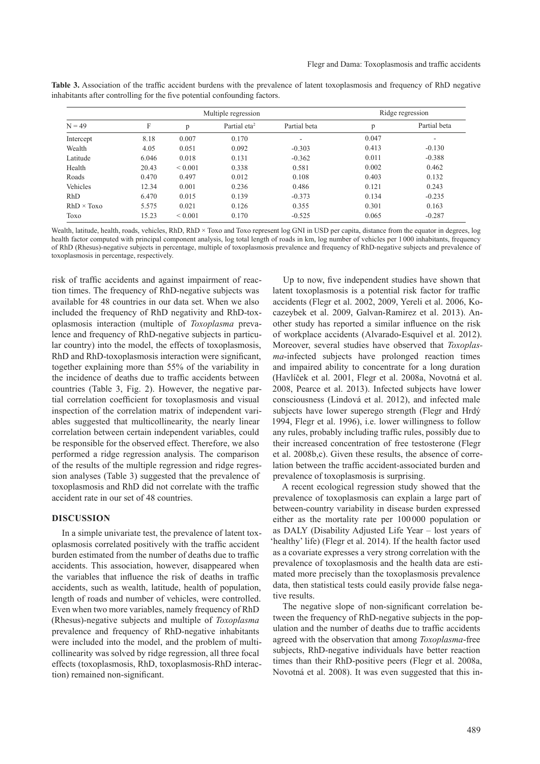**Table 3.** Association of the traffic accident burdens with the prevalence of latent toxoplasmosis and frequency of RhD negative inhabitants after controlling for the five potential confounding factors.

| | Multiple regression | | | | Ridge regression | |
|---|---|---|---|---|---|---|
| N = 49 | F | p | Partial eta$^2$ | Partial beta | p | Partial beta |
| Intercept | 8.18 | 0.007 | 0.170 | - | 0.047 | - |
| Wealth | 4.05 | 0.051 | 0.092 | -0.303 | 0.413 | -0.130 |
| Latitude | 6.046 | 0.018 | 0.131 | -0.362 | 0.011 | -0.388 |
| Health | 20.43 | < 0.001 | 0.338 | 0.581 | 0.002 | 0.462 |
| Roads | 0.470 | 0.497 | 0.012 | 0.108 | 0.403 | 0.132 |
| Vehicles | 12.34 | 0.001 | 0.236 | 0.486 | 0.121 | 0.243 |
| RhD | 6.470 | 0.015 | 0.139 | -0.373 | 0.134 | -0.235 |
| RhD × Toxo | 5.575 | 0.021 | 0.126 | 0.355 | 0.301 | 0.163 |
| Toxo | 15.23 | < 0.001 | 0.170 | -0.525 | 0.065 | -0.287 |

Wealth, latitude, health, roads, vehicles, RhD, RhD × Toxo and Toxo represent log GNI in USD per capita, distance from the equator in degrees, log health factor computed with principal component analysis, log total length of roads in km, log number of vehicles per 1 000 inhabitants, frequency of RhD (Rhesus)-negative subjects in percentage, multiple of toxoplasmosis prevalence and frequency of RhD-negative subjects and prevalence of toxoplasmosis in percentage, respectively.

risk of traffic accidents and against impairment of reaction times. The frequency of RhD-negative subjects was available for 48 countries in our data set. When we also included the frequency of RhD negativity and RhD-toxoplasmosis interaction (multiple of *Toxoplasma* prevalence and frequency of RhD-negative subjects in particular country) into the model, the effects of toxoplasmosis, RhD and RhD-toxoplasmosis interaction were significant, together explaining more than 55% of the variability in the incidence of deaths due to traffic accidents between countries (Table 3, Fig. 2). However, the negative partial correlation coefficient for toxoplasmosis and visual inspection of the correlation matrix of independent variables suggested that multicollinearity, the nearly linear correlation between certain independent variables, could be responsible for the observed effect. Therefore, we also performed a ridge regression analysis. The comparison of the results of the multiple regression and ridge regression analyses (Table 3) suggested that the prevalence of toxoplasmosis and RhD did not correlate with the traffic accident rate in our set of 48 countries.

## DISCUSSION

In a simple univariate test, the prevalence of latent toxoplasmosis correlated positively with the traffic accident burden estimated from the number of deaths due to traffic accidents. This association, however, disappeared when the variables that influence the risk of deaths in traffic accidents, such as wealth, latitude, health of population, length of roads and number of vehicles, were controlled. Even when two more variables, namely frequency of RhD (Rhesus)-negative subjects and multiple of *Toxoplasma* prevalence and frequency of RhD-negative inhabitants were included into the model, and the problem of multicollinearity was solved by ridge regression, all three focal effects (toxoplasmosis, RhD, toxoplasmosis-RhD interaction) remained non-significant.

Up to now, five independent studies have shown that latent toxoplasmosis is a potential risk factor for traffic accidents (Flegr et al. 2002, 2009, Yereli et al. 2006, Kocazeybek et al. 2009, Galvan-Ramirez et al. 2013). Another study has reported a similar influence on the risk of workplace accidents (Alvarado-Esquivel et al. 2012). Moreover, several studies have observed that *Toxoplasma*-infected subjects have prolonged reaction times and impaired ability to concentrate for a long duration (Havlíček et al. 2001, Flegr et al. 2008a, Novotná et al. 2008, Pearce et al. 2013). Infected subjects have lower consciousness (Lindová et al. 2012), and infected male subjects have lower superego strength (Flegr and Hrdý 1994, Flegr et al. 1996), i.e. lower willingness to follow any rules, probably including traffic rules, possibly due to their increased concentration of free testosterone (Flegr et al. 2008b,c). Given these results, the absence of correlation between the traffic accident-associated burden and prevalence of toxoplasmosis is surprising.

A recent ecological regression study showed that the prevalence of toxoplasmosis can explain a large part of between-country variability in disease burden expressed either as the mortality rate per 100 000 population or as DALY (Disability Adjusted Life Year – lost years of 'healthy' life) (Flegr et al. 2014). If the health factor used as a covariate expresses a very strong correlation with the prevalence of toxoplasmosis and the health data are estimated more precisely than the toxoplasmosis prevalence data, then statistical tests could easily provide false negative results.

The negative slope of non-significant correlation between the frequency of RhD-negative subjects in the population and the number of deaths due to traffic accidents agreed with the observation that among *Toxoplasma*-free subjects, RhD-negative individuals have better reaction times than their RhD-positive peers (Flegr et al. 2008a, Novotná et al. 2008). It was even suggested that this in-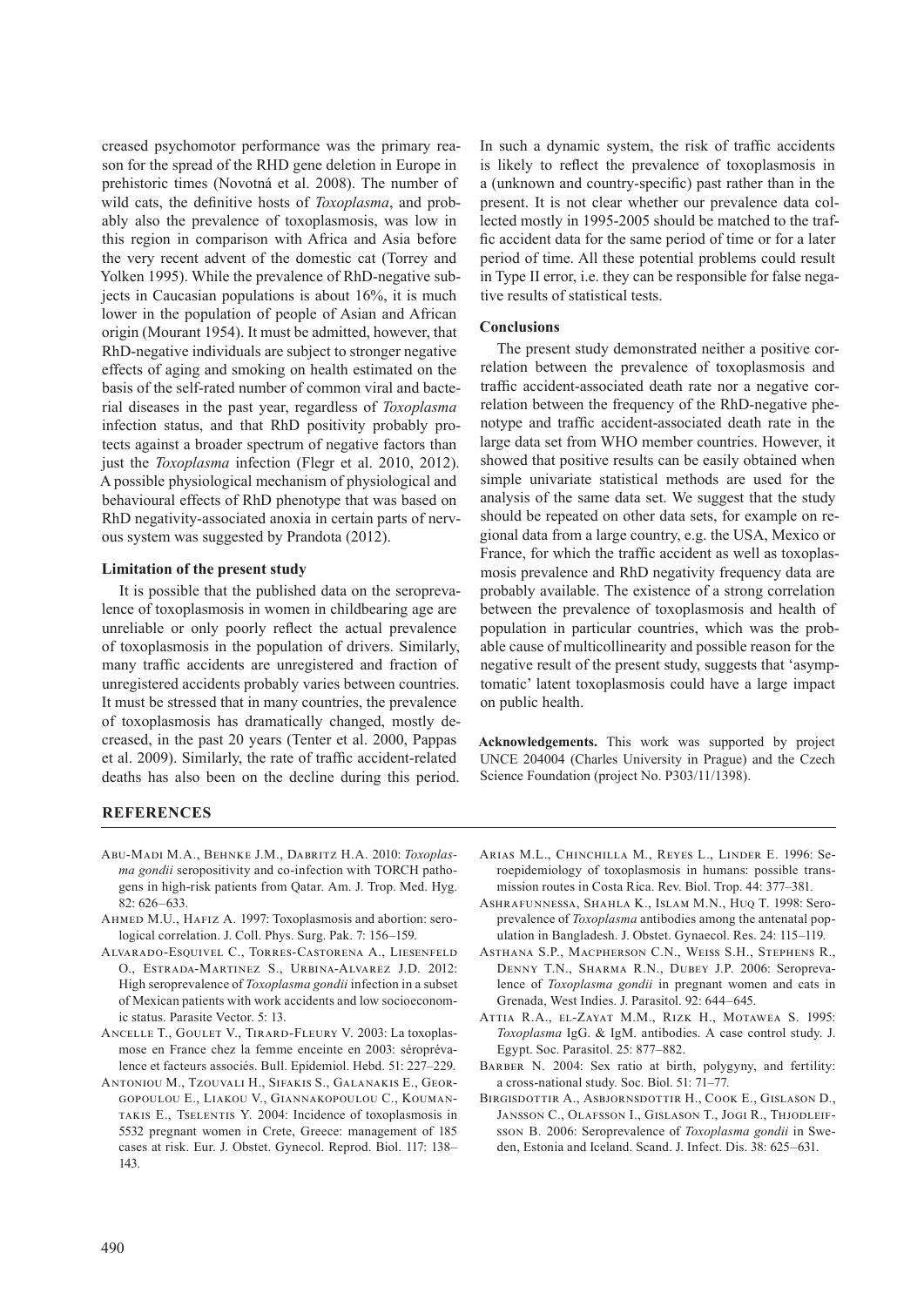creased psychomotor performance was the primary reason for the spread of the RHD gene deletion in Europe in prehistoric times (Novotná et al. 2008). The number of wild cats, the definitive hosts of *Toxoplasma*, and probably also the prevalence of toxoplasmosis, was low in this region in comparison with Africa and Asia before the very recent advent of the domestic cat (Torrey and Yolken 1995). While the prevalence of RhD-negative subjects in Caucasian populations is about 16%, it is much lower in the population of people of Asian and African origin (Mourant 1954). It must be admitted, however, that RhD-negative individuals are subject to stronger negative effects of aging and smoking on health estimated on the basis of the self-rated number of common viral and bacterial diseases in the past year, regardless of *Toxoplasma* infection status, and that RhD positivity probably protects against a broader spectrum of negative factors than just the *Toxoplasma* infection (Flegr et al. 2010, 2012). A possible physiological mechanism of physiological and behavioural effects of RhD phenotype that was based on RhD negativity-associated anoxia in certain parts of nervous system was suggested by Prandota (2012).

#### Limitation of the present study

It is possible that the published data on the seroprevalence of toxoplasmosis in women in childbearing age are unreliable or only poorly reflect the actual prevalence of toxoplasmosis in the population of drivers. Similarly, many traffic accidents are unregistered and fraction of unregistered accidents probably varies between countries. It must be stressed that in many countries, the prevalence of toxoplasmosis has dramatically changed, mostly decreased, in the past 20 years (Tenter et al. 2000, Pappas et al. 2009). Similarly, the rate of traffic accident-related deaths has also been on the decline during this period. In such a dynamic system, the risk of traffic accidents is likely to reflect the prevalence of toxoplasmosis in a (unknown and country-specific) past rather than in the present. It is not clear whether our prevalence data collected mostly in 1995-2005 should be matched to the traffic accident data for the same period of time or for a later period of time. All these potential problems could result in Type II error, i.e. they can be responsible for false negative results of statistical tests.

#### Conclusions

The present study demonstrated neither a positive correlation between the prevalence of toxoplasmosis and traffic accident-associated death rate nor a negative correlation between the frequency of the RhD-negative phenotype and traffic accident-associated death rate in the large data set from WHO member countries. However, it showed that positive results can be easily obtained when simple univariate statistical methods are used for the analysis of the same data set. We suggest that the study should be repeated on other data sets, for example on regional data from a large country, e.g. the USA, Mexico or France, for which the traffic accident as well as toxoplasmosis prevalence and RhD negativity frequency data are probably available. The existence of a strong correlation between the prevalence of toxoplasmosis and health of population in particular countries, which was the probable cause of multicollinearity and possible reason for the negative result of the present study, suggests that 'asymptomatic' latent toxoplasmosis could have a large impact on public health.

**Acknowledgements.** This work was supported by project UNCE 204004 (Charles University in Prague) and the Czech Science Foundation (project No. P303/11/1398).

## REFERENCES

Abu-Madi M.A., Behnke J.M., Dabritz H.A. 2010: *Toxoplasma gondii* seropositivity and co-infection with TORCH pathogens in high-risk patients from Qatar. Am. J. Trop. Med. Hyg. 82: 626–633.

Ahmed M.U., Hafiz A. 1997: Toxoplasmosis and abortion: serological correlation. J. Coll. Phys. Surg. Pak. 7: 156–159.

Alvarado-Esquivel C., Torres-Castorena A., Liesenfeld O., Estrada-Martinez S., Urbina-Alvarez J.D. 2012: High seroprevalence of *Toxoplasma gondii* infection in a subset of Mexican patients with work accidents and low socioeconomic status. Parasite Vector. 5: 13.

Ancelle T., Goulet V., Tirard-Fleury V. 2003: La toxoplasmose en France chez la femme enceinte en 2003: séroprévalence et facteurs associés. Bull. Epidemiol. Hebd. 51: 227–229.

Antoniou M., Tzouvali H., Sifakis S., Galanakis E., Georgopoulou E., Liakou V., Giannakopoulou C., Koumantakis E., Tselentis Y. 2004: Incidence of toxoplasmosis in 5532 pregnant women in Crete, Greece: management of 185 cases at risk. Eur. J. Obstet. Gynecol. Reprod. Biol. 117: 138–143.

Arias M.L., Chinchilla M., Reyes L., Linder E. 1996: Seroepidemiology of toxoplasmosis in humans: possible transmission routes in Costa Rica. Rev. Biol. Trop. 44: 377–381.

Ashrafunnessa, Shahla K., Islam M.N., Huq T. 1998: Seroprevalence of *Toxoplasma* antibodies among the antenatal population in Bangladesh. J. Obstet. Gynaecol. Res. 24: 115–119.

Asthana S.P., Macpherson C.N., Weiss S.H., Stephens R., Denny T.N., Sharma R.N., Dubey J.P. 2006: Seroprevalence of *Toxoplasma gondii* in pregnant women and cats in Grenada, West Indies. J. Parasitol. 92: 644–645.

Attia R.A., el-Zayat M.M., Rizk H., Motawea S. 1995: *Toxoplasma* IgG. & IgM. antibodies. A case control study. J. Egypt. Soc. Parasitol. 25: 877–882.

Barber N. 2004: Sex ratio at birth, polygyny, and fertility: a cross-national study. Soc. Biol. 51: 71–77.

Birgisdottir A., Asbjornsdottir H., Cook E., Gislason D., Jansson C., Olafsson I., Gislason T., Jogi R., Thjodleifsson B. 2006: Seroprevalence of *Toxoplasma gondii* in Sweden, Estonia and Iceland. Scand. J. Infect. Dis. 38: 625–631.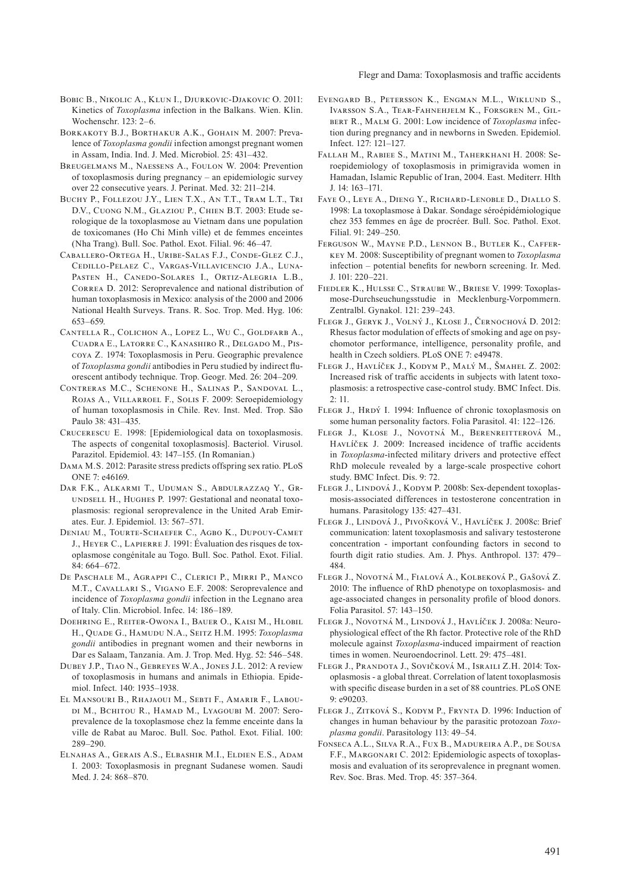Bobic B., Nikolic A., Klun I., Djurkovic-Djakovic O. 2011: Kinetics of *Toxoplasma* infection in the Balkans. Wien. Klin. Wochenschr. 123: 2–6.

Borkakoty B.J., Borthakur A.K., Gohain M. 2007: Prevalence of *Toxoplasma gondii* infection amongst pregnant women in Assam, India. Ind. J. Med. Microbiol. 25: 431–432.

Breugelmans M., Naessens A., Foulon W. 2004: Prevention of toxoplasmosis during pregnancy – an epidemiologic survey over 22 consecutive years. J. Perinat. Med. 32: 211–214.

Buchy P., Follezou J.Y., Lien T.X., An T.T., Tram L.T., Tri D.V., Cuong N.M., Glaziou P., Chien B.T. 2003: Etude serologique de la toxoplasmose au Vietnam dans une population de toxicomanes (Ho Chi Minh ville) et de femmes enceintes (Nha Trang). Bull. Soc. Pathol. Exot. Filial. 96: 46–47.

Caballero-Ortega H., Uribe-Salas F.J., Conde-Glez C.J., Cedillo-Pelaez C., Vargas-Villavicencio J.A., Luna-Pasten H., Canedo-Solares I., Ortiz-Alegria L.B., Correa D. 2012: Seroprevalence and national distribution of human toxoplasmosis in Mexico: analysis of the 2000 and 2006 National Health Surveys. Trans. R. Soc. Trop. Med. Hyg. 106: 653–659.

Cantella R., Colichon A., Lopez L., Wu C., Goldfarb A., Cuadra E., Latorre C., Kanashiro R., Delgado M., Piscoya Z. 1974: Toxoplasmosis in Peru. Geographic prevalence of *Toxoplasma gondii* antibodies in Peru studied by indirect fluorescent antibody technique. Trop. Geogr. Med. 26: 204–209.

Contreras M.C., Schenone H., Salinas P., Sandoval L., Rojas A., Villarroel F., Solis F. 2009: Seroepidemiology of human toxoplasmosis in Chile. Rev. Inst. Med. Trop. São Paulo 38: 431–435.

Crucerescu E. 1998: [Epidemiological data on toxoplasmosis. The aspects of congenital toxoplasmosis]. Bacteriol. Virusol. Parazitol. Epidemiol. 43: 147–155. (In Romanian.)

Dama M.S. 2012: Parasite stress predicts offspring sex ratio. PLoS ONE 7: e46169.

Dar F.K., Alkarmi T., Uduman S., Abdulrazzaq Y., Grundsell H., Hughes P. 1997: Gestational and neonatal toxoplasmosis: regional seroprevalence in the United Arab Emirates. Eur. J. Epidemiol. 13: 567–571.

Deniau M., Tourte-Schaefer C., Agbo K., Dupouy-Camet J., Heyer C., Lapierre J. 1991: Évaluation des risques de toxoplasmose congénitale au Togo. Bull. Soc. Pathol. Exot. Filial. 84: 664–672.

De Paschale M., Agrappi C., Clerici P., Mirri P., Manco M.T., Cavallari S., Vigano E.F. 2008: Seroprevalence and incidence of *Toxoplasma gondii* infection in the Legnano area of Italy. Clin. Microbiol. Infec. 14: 186–189.

Doehring E., Reiter-Owona I., Bauer O., Kaisi M., Hlobil H., Quade G., Hamudu N.A., Seitz H.M. 1995: *Toxoplasma gondii* antibodies in pregnant women and their newborns in Dar es Salaam, Tanzania. Am. J. Trop. Med. Hyg. 52: 546–548.

Dubey J.P., Tiao N., Gebreyes W.A., Jones J.L. 2012: A review of toxoplasmosis in humans and animals in Ethiopia. Epidemiol. Infect. 140: 1935–1938.

El Mansouri B., Rhajaoui M., Sebti F., Amarir F., Laboudi M., Bchitou R., Hamad M., Lyagoubi M. 2007: Seroprevalence de la toxoplasmose chez la femme enceinte dans la ville de Rabat au Maroc. Bull. Soc. Pathol. Exot. Filial. 100: 289–290.

Elnahas A., Gerais A.S., Elbashir M.I., Eldien E.S., Adam I. 2003: Toxoplasmosis in pregnant Sudanese women. Saudi Med. J. 24: 868–870.

Evengard B., Petersson K., Engman M.L., Wiklund S., Ivarsson S.A., Tear-Fahnehjelm K., Forsgren M., Gilbert R., Malm G. 2001: Low incidence of *Toxoplasma* infection during pregnancy and in newborns in Sweden. Epidemiol. Infect. 127: 121–127.

Fallah M., Rabiee S., Matini M., Taherkhani H. 2008: Seroepidemiology of toxoplasmosis in primigravida women in Hamadan, Islamic Republic of Iran, 2004. East. Mediterr. Hlth J. 14: 163–171.

Faye O., Leye A., Dieng Y., Richard-Lenoble D., Diallo S. 1998: La toxoplasmose à Dakar. Sondage séroépidémiologique chez 353 femmes en âge de procréer. Bull. Soc. Pathol. Exot. Filial. 91: 249–250.

Ferguson W., Mayne P.D., Lennon B., Butler K., Cafferkey M. 2008: Susceptibility of pregnant women to *Toxoplasma* infection – potential benefits for newborn screening. Ir. Med. J. 101: 220–221.

Fiedler K., Hulsse C., Straube W., Briese V. 1999: Toxoplasmose-Durchseuchungsstudie in Mecklenburg-Vorpommern. Zentralbl. Gynakol. 121: 239–243.

Flegr J., Geryk J., Volný J., Klose J., Černochová D. 2012: Rhesus factor modulation of effects of smoking and age on psychomotor performance, intelligence, personality profile, and health in Czech soldiers. PLoS ONE 7: e49478.

Flegr J., Havlíček J., Kodym P., Malý M., Šmahel Z. 2002: Increased risk of traffic accidents in subjects with latent toxoplasmosis: a retrospective case-control study. BMC Infect. Dis. 2: 11.

Flegr J., Hrdý I. 1994: Influence of chronic toxoplasmosis on some human personality factors. Folia Parasitol. 41: 122–126.

Flegr J., Klose J., Novotná M., Berenreitterová M., Havlíček J. 2009: Increased incidence of traffic accidents in *Toxoplasma*-infected military drivers and protective effect RhD molecule revealed by a large-scale prospective cohort study. BMC Infect. Dis. 9: 72.

Flegr J., Lindová J., Kodym P. 2008b: Sex-dependent toxoplasmosis-associated differences in testosterone concentration in humans. Parasitology 135: 427–431.

Flegr J., Lindová J., Pivoňková V., Havlíček J. 2008c: Brief communication: latent toxoplasmosis and salivary testosterone concentration - important confounding factors in second to fourth digit ratio studies. Am. J. Phys. Anthropol. 137: 479–484.

Flegr J., Novotná M., Fialová A., Kolbeková P., Gašová Z. 2010: The influence of RhD phenotype on toxoplasmosis- and age-associated changes in personality profile of blood donors. Folia Parasitol. 57: 143–150.

Flegr J., Novotná M., Lindová J., Havlíček J. 2008a: Neurophysiological effect of the Rh factor. Protective role of the RhD molecule against *Toxoplasma*-induced impairment of reaction times in women. Neuroendocrinol. Lett. 29: 475–481.

Flegr J., Prandota J., Sovičková M., Israili Z.H. 2014: Toxoplasmosis - a global threat. Correlation of latent toxoplasmosis with specific disease burden in a set of 88 countries. PLoS ONE 9: e90203.

Flegr J., Zitková S., Kodym P., Frynta D. 1996: Induction of changes in human behaviour by the parasitic protozoan *Toxoplasma gondii*. Parasitology 113: 49–54.

Fonseca A.L., Silva R.A., Fux B., Madureira A.P., de Sousa F.F., Margonari C. 2012: Epidemiologic aspects of toxoplasmosis and evaluation of its seroprevalence in pregnant women. Rev. Soc. Bras. Med. Trop. 45: 357–364.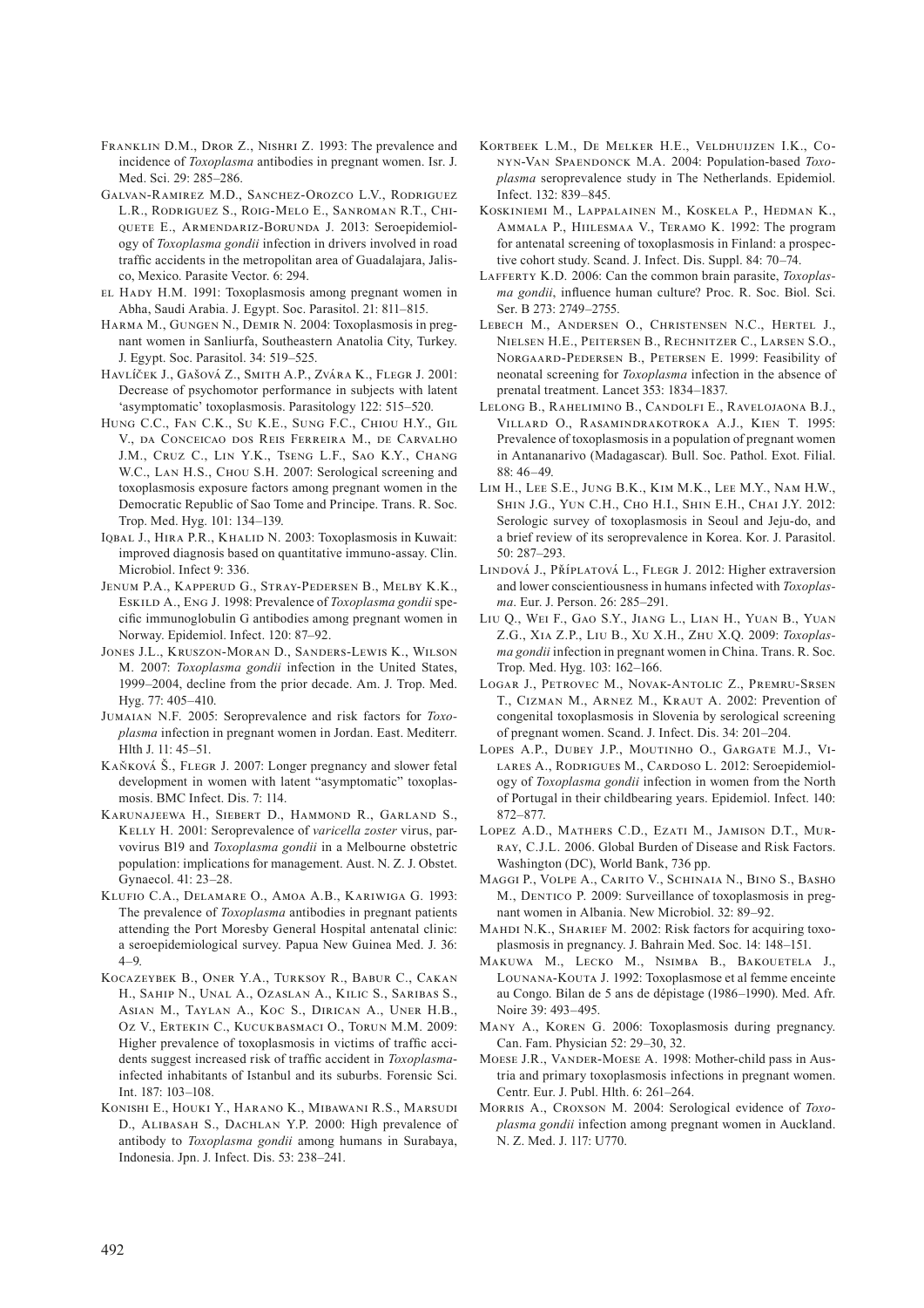Franklin D.M., Dror Z., Nishri Z. 1993: The prevalence and incidence of *Toxoplasma* antibodies in pregnant women. Isr. J. Med. Sci. 29: 285–286.

Galvan-Ramirez M.D., Sanchez-Orozco L.V., Rodriguez L.R., Rodriguez S., Roig-Melo E., Sanroman R.T., Chiquete E., Armendariz-Borunda J. 2013: Seroepidemiology of *Toxoplasma gondii* infection in drivers involved in road traffic accidents in the metropolitan area of Guadalajara, Jalisco, Mexico. Parasite Vector. 6: 294.

el Hady H.M. 1991: Toxoplasmosis among pregnant women in Abha, Saudi Arabia. J. Egypt. Soc. Parasitol. 21: 811–815.

Harma M., Gungen N., Demir N. 2004: Toxoplasmosis in pregnant women in Sanliurfa, Southeastern Anatolia City, Turkey. J. Egypt. Soc. Parasitol. 34: 519–525.

Havlíček J., Gašová Z., Smith A.P., Zvára K., Flegr J. 2001: Decrease of psychomotor performance in subjects with latent 'asymptomatic' toxoplasmosis. Parasitology 122: 515–520.

Hung C.C., Fan C.K., Su K.E., Sung F.C., Chiou H.Y., Gil V., da Conceicao dos Reis Ferreira M., de Carvalho J.M., Cruz C., Lin Y.K., Tseng L.F., Sao K.Y., Chang W.C., Lan H.S., Chou S.H. 2007: Serological screening and toxoplasmosis exposure factors among pregnant women in the Democratic Republic of Sao Tome and Principe. Trans. R. Soc. Trop. Med. Hyg. 101: 134–139.

Iqbal J., Hira P.R., Khalid N. 2003: Toxoplasmosis in Kuwait: improved diagnosis based on quantitative immuno-assay. Clin. Microbiol. Infect 9: 336.

Jenum P.A., Kapperud G., Stray-Pedersen B., Melby K.K., Eskild A., Eng J. 1998: Prevalence of *Toxoplasma gondii* specific immunoglobulin G antibodies among pregnant women in Norway. Epidemiol. Infect. 120: 87–92.

Jones J.L., Kruszon-Moran D., Sanders-Lewis K., Wilson M. 2007: *Toxoplasma gondii* infection in the United States, 1999–2004, decline from the prior decade. Am. J. Trop. Med. Hyg. 77: 405–410.

Jumaian N.F. 2005: Seroprevalence and risk factors for *Toxoplasma* infection in pregnant women in Jordan. East. Mediterr. Hlth J. 11: 45–51.

Kaňková Š., Flegr J. 2007: Longer pregnancy and slower fetal development in women with latent "asymptomatic" toxoplasmosis. BMC Infect. Dis. 7: 114.

Karunajeewa H., Siebert D., Hammond R., Garland S., Kelly H. 2001: Seroprevalence of *varicella zoster* virus, parvovirus B19 and *Toxoplasma gondii* in a Melbourne obstetric population: implications for management. Aust. N. Z. J. Obstet. Gynaecol. 41: 23–28.

Klufio C.A., Delamare O., Amoa A.B., Kariwiga G. 1993: The prevalence of *Toxoplasma* antibodies in pregnant patients attending the Port Moresby General Hospital antenatal clinic: a seroepidemiological survey. Papua New Guinea Med. J. 36: 4–9.

Kocazeybek B., Oner Y.A., Turksoy R., Babur C., Cakan H., Sahip N., Unal A., Ozaslan A., Kilic S., Saribas S., Asian M., Taylan A., Koc S., Dirican A., Uner H.B., Oz V., Ertekin C., Kucukbasmaci O., Torun M.M. 2009: Higher prevalence of toxoplasmosis in victims of traffic accidents suggest increased risk of traffic accident in *Toxoplasma*-infected inhabitants of Istanbul and its suburbs. Forensic Sci. Int. 187: 103–108.

Konishi E., Houki Y., Harano K., Mibawani R.S., Marsudi D., Alibasah S., Dachlan Y.P. 2000: High prevalence of antibody to *Toxoplasma gondii* among humans in Surabaya, Indonesia. Jpn. J. Infect. Dis. 53: 238–241.

Kortbeek L.M., De Melker H.E., Veldhuijzen I.K., Conyn-Van Spaendonck M.A. 2004: Population-based *Toxoplasma* seroprevalence study in The Netherlands. Epidemiol. Infect. 132: 839–845.

Koskiniemi M., Lappalainen M., Koskela P., Hedman K., Ammala P., Hiilesmaa V., Teramo K. 1992: The program for antenatal screening of toxoplasmosis in Finland: a prospective cohort study. Scand. J. Infect. Dis. Suppl. 84: 70–74.

Lafferty K.D. 2006: Can the common brain parasite, *Toxoplasma gondii*, influence human culture? Proc. R. Soc. Biol. Sci. Ser. B 273: 2749–2755.

Lebech M., Andersen O., Christensen N.C., Hertel J., Nielsen H.E., Peitersen B., Rechnitzer C., Larsen S.O., Norgaard-Pedersen B., Petersen E. 1999: Feasibility of neonatal screening for *Toxoplasma* infection in the absence of prenatal treatment. Lancet 353: 1834–1837.

Lelong B., Rahelimino B., Candolfi E., Ravelojaona B.J., Villard O., Rasamindrakotroka A.J., Kien T. 1995: Prevalence of toxoplasmosis in a population of pregnant women in Antananarivo (Madagascar). Bull. Soc. Pathol. Exot. Filial. 88: 46–49.

Lim H., Lee S.E., Jung B.K., Kim M.K., Lee M.Y., Nam H.W., Shin J.G., Yun C.H., Cho H.I., Shin E.H., Chai J.Y. 2012: Serologic survey of toxoplasmosis in Seoul and Jeju-do, and a brief review of its seroprevalence in Korea. Kor. J. Parasitol. 50: 287–293.

Lindová J., Příplatová L., Flegr J. 2012: Higher extraversion and lower conscientiousness in humans infected with *Toxoplasma*. Eur. J. Person. 26: 285–291.

Liu Q., Wei F., Gao S.Y., Jiang L., Lian H., Yuan B., Yuan Z.G., Xia Z.P., Liu B., Xu X.H., Zhu X.Q. 2009: *Toxoplasma gondii* infection in pregnant women in China. Trans. R. Soc. Trop. Med. Hyg. 103: 162–166.

Logar J., Petrovec M., Novak-Antolic Z., Premru-Srsen T., Cizman M., Arnez M., Kraut A. 2002: Prevention of congenital toxoplasmosis in Slovenia by serological screening of pregnant women. Scand. J. Infect. Dis. 34: 201–204.

Lopes A.P., Dubey J.P., Moutinho O., Gargate M.J., Vilares A., Rodrigues M., Cardoso L. 2012: Seroepidemiology of *Toxoplasma gondii* infection in women from the North of Portugal in their childbearing years. Epidemiol. Infect. 140: 872–877.

Lopez A.D., Mathers C.D., Ezati M., Jamison D.T., Murray, C.J.L. 2006. Global Burden of Disease and Risk Factors. Washington (DC), World Bank, 736 pp.

Maggi P., Volpe A., Carito V., Schinaia N., Bino S., Basho M., Dentico P. 2009: Surveillance of toxoplasmosis in pregnant women in Albania. New Microbiol. 32: 89–92.

Mahdi N.K., Sharief M. 2002: Risk factors for acquiring toxoplasmosis in pregnancy. J. Bahrain Med. Soc. 14: 148–151.

Makuwa M., Lecko M., Nsimba B., Bakouetela J., Lounana-Kouta J. 1992: Toxoplasmose et la femme enceinte au Congo. Bilan de 5 ans de dépistage (1986–1990). Med. Afr. Noire 39: 493–495.

Many A., Koren G. 2006: Toxoplasmosis during pregnancy. Can. Fam. Physician 52: 29–30, 32.

Moese J.R., Vander-Moese A. 1998: Mother-child pass in Austria and primary toxoplasmosis infections in pregnant women. Centr. Eur. J. Publ. Hlth. 6: 261–264.

Morris A., Croxson M. 2004: Serological evidence of *Toxoplasma gondii* infection among pregnant women in Auckland. N. Z. Med. J. 117: U770.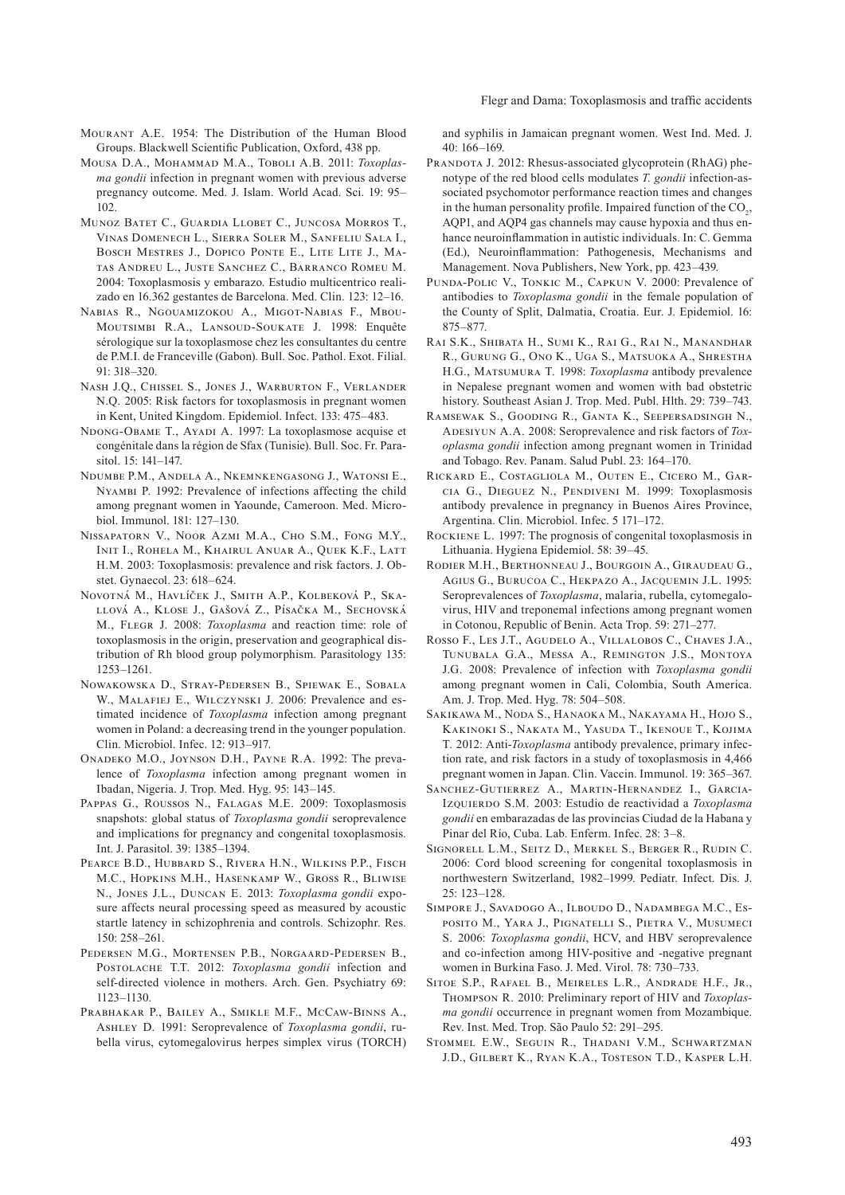Mourant A.E. 1954: The Distribution of the Human Blood Groups. Blackwell Scientific Publication, Oxford, 438 pp.

Mousa D.A., Mohammad M.A., Toboli A.B. 2011: *Toxoplasma gondii* infection in pregnant women with previous adverse pregnancy outcome. Med. J. Islam. World Acad. Sci. 19: 95–102.

Munoz Batet C., Guardia Llobet C., Juncosa Morros T., Vinas Domenech L., Sierra Soler M., Sanfeliu Sala I., Bosch Mestres J., Dopico Ponte E., Lite Lite J., Matas Andreu L., Juste Sanchez C., Barranco Romeu M. 2004: Toxoplasmosis y embarazo. Estudio multicentrico realizado en 16.362 gestantes de Barcelona. Med. Clin. 123: 12–16.

Nabias R., Ngouamizokou A., Migot-Nabias F., Mbou-Moutsimbi R.A., Lansoud-Soukate J. 1998: Enquête sérologique sur la toxoplasmose chez les consultantes du centre de P.M.I. de Franceville (Gabon). Bull. Soc. Pathol. Exot. Filial. 91: 318–320.

Nash J.Q., Chissel S., Jones J., Warburton F., Verlander N.Q. 2005: Risk factors for toxoplasmosis in pregnant women in Kent, United Kingdom. Epidemiol. Infect. 133: 475–483.

Ndong-Obame T., Ayadi A. 1997: La toxoplasmose acquise et congénitale dans la région de Sfax (Tunisie). Bull. Soc. Fr. Parasitol. 15: 141–147.

Ndumbe P.M., Andela A., Nkemnkengasong J., Watonsi E., Nyambi P. 1992: Prevalence of infections affecting the child among pregnant women in Yaounde, Cameroon. Med. Microbiol. Immunol. 181: 127–130.

Nissapatorn V., Noor Azmi M.A., Cho S.M., Fong M.Y., Init I., Rohela M., Khairul Anuar A., Quek K.F., Latt H.M. 2003: Toxoplasmosis: prevalence and risk factors. J. Obstet. Gynaecol. 23: 618–624.

Novotná M., Havlíček J., Smith A.P., Kolbeková P., Skallová A., Klose J., Gašová Z., Písačka M., Sechovská M., Flegr J. 2008: *Toxoplasma* and reaction time: role of toxoplasmosis in the origin, preservation and geographical distribution of Rh blood group polymorphism. Parasitology 135: 1253–1261.

Nowakowska D., Stray-Pedersen B., Spiewak E., Sobala W., Malafiej E., Wilczynski J. 2006: Prevalence and estimated incidence of *Toxoplasma* infection among pregnant women in Poland: a decreasing trend in the younger population. Clin. Microbiol. Infec. 12: 913–917.

Onadeko M.O., Joynson D.H., Payne R.A. 1992: The prevalence of *Toxoplasma* infection among pregnant women in Ibadan, Nigeria. J. Trop. Med. Hyg. 95: 143–145.

Pappas G., Roussos N., Falagas M.E. 2009: Toxoplasmosis snapshots: global status of *Toxoplasma gondii* seroprevalence and implications for pregnancy and congenital toxoplasmosis. Int. J. Parasitol. 39: 1385–1394.

Pearce B.D., Hubbard S., Rivera H.N., Wilkins P.P., Fisch M.C., Hopkins M.H., Hasenkamp W., Gross R., Bliwise N., Jones J.L., Duncan E. 2013: *Toxoplasma gondii* exposure affects neural processing speed as measured by acoustic startle latency in schizophrenia and controls. Schizophr. Res. 150: 258–261.

Pedersen M.G., Mortensen P.B., Norgaard-Pedersen B., Postolache T.T. 2012: *Toxoplasma gondii* infection and self-directed violence in mothers. Arch. Gen. Psychiatry 69: 1123–1130.

Prabhakar P., Bailey A., Smikle M.F., McCaw-Binns A., Ashley D. 1991: Seroprevalence of *Toxoplasma gondii*, rubella virus, cytomegalovirus herpes simplex virus (TORCH) and syphilis in Jamaican pregnant women. West Ind. Med. J. 40: 166–169.

Prandota J. 2012: Rhesus-associated glycoprotein (RhAG) phenotype of the red blood cells modulates *T. gondii* infection-associated psychomotor performance reaction times and changes in the human personality profile. Impaired function of the $CO_2$, AQP1, and AQP4 gas channels may cause hypoxia and thus enhance neuroinflammation in autistic individuals. In: C. Gemma (Ed.), Neuroinflammation: Pathogenesis, Mechanisms and Management. Nova Publishers, New York, pp. 423–439.

Punda-Polic V., Tonkic M., Capkun V. 2000: Prevalence of antibodies to *Toxoplasma gondii* in the female population of the County of Split, Dalmatia, Croatia. Eur. J. Epidemiol. 16: 875–877.

Rai S.K., Shibata H., Sumi K., Rai G., Rai N., Manandhar R., Gurung G., Ono K., Uga S., Matsuoka A., Shrestha H.G., Matsumura T. 1998: *Toxoplasma* antibody prevalence in Nepalese pregnant women and women with bad obstetric history. Southeast Asian J. Trop. Med. Publ. Hlth. 29: 739–743.

Ramsewak S., Gooding R., Ganta K., Seepersadsingh N., Adesiyun A.A. 2008: Seroprevalence and risk factors of *Toxoplasma gondii* infection among pregnant women in Trinidad and Tobago. Rev. Panam. Salud Publ. 23: 164–170.

Rickard E., Costagliola M., Outen E., Cicero M., Garcia G., Dieguez N., Pendiveni M. 1999: Toxoplasmosis antibody prevalence in pregnancy in Buenos Aires Province, Argentina. Clin. Microbiol. Infec. 5 171–172.

Rockiene L. 1997: The prognosis of congenital toxoplasmosis in Lithuania. Hygiena Epidemiol. 58: 39–45.

Rodier M.H., Berthonneau J., Bourgoin A., Giraudeau G., Agius G., Burucoa C., Hekpazo A., Jacquemin J.L. 1995: Seroprevalences of *Toxoplasma*, malaria, rubella, cytomegalovirus, HIV and treponemal infections among pregnant women in Cotonou, Republic of Benin. Acta Trop. 59: 271–277.

Rosso F., Les J.T., Agudelo A., Villalobos C., Chaves J.A., Tunubala G.A., Messa A., Remington J.S., Montoya J.G. 2008: Prevalence of infection with *Toxoplasma gondii* among pregnant women in Cali, Colombia, South America. Am. J. Trop. Med. Hyg. 78: 504–508.

Sakikawa M., Noda S., Hanaoka M., Nakayama H., Hojo S., Kakinoki S., Nakata M., Yasuda T., Ikenoue T., Kojima T. 2012: Anti-*Toxoplasma* antibody prevalence, primary infection rate, and risk factors in a study of toxoplasmosis in 4,466 pregnant women in Japan. Clin. Vaccin. Immunol. 19: 365–367.

Sanchez-Gutierrez A., Martin-Hernandez I., Garcia-Izquierdo S.M. 2003: Estudio de reactividad a *Toxoplasma gondii* en embarazadas de las provincias Ciudad de la Habana y Pinar del Río, Cuba. Lab. Enferm. Infec. 28: 3–8.

Signorell L.M., Seitz D., Merkel S., Berger R., Rudin C. 2006: Cord blood screening for congenital toxoplasmosis in northwestern Switzerland, 1982–1999. Pediatr. Infect. Dis. J. 25: 123–128.

Simpore J., Savadogo A., Ilboudo D., Nadambega M.C., Esposito M., Yara J., Pignatelli S., Pietra V., Musumeci S. 2006: *Toxoplasma gondii*, HCV, and HBV seroprevalence and co-infection among HIV-positive and -negative pregnant women in Burkina Faso. J. Med. Virol. 78: 730–733.

Sitoe S.P., Rafael B., Meireles L.R., Andrade H.F., Jr., Thompson R. 2010: Preliminary report of HIV and *Toxoplasma gondii* occurrence in pregnant women from Mozambique. Rev. Inst. Med. Trop. São Paulo 52: 291–295.

Stommel E.W., Seguin R., Thadani V.M., Schwartzman J.D., Gilbert K., Ryan K.A., Tosteson T.D., Kasper L.H.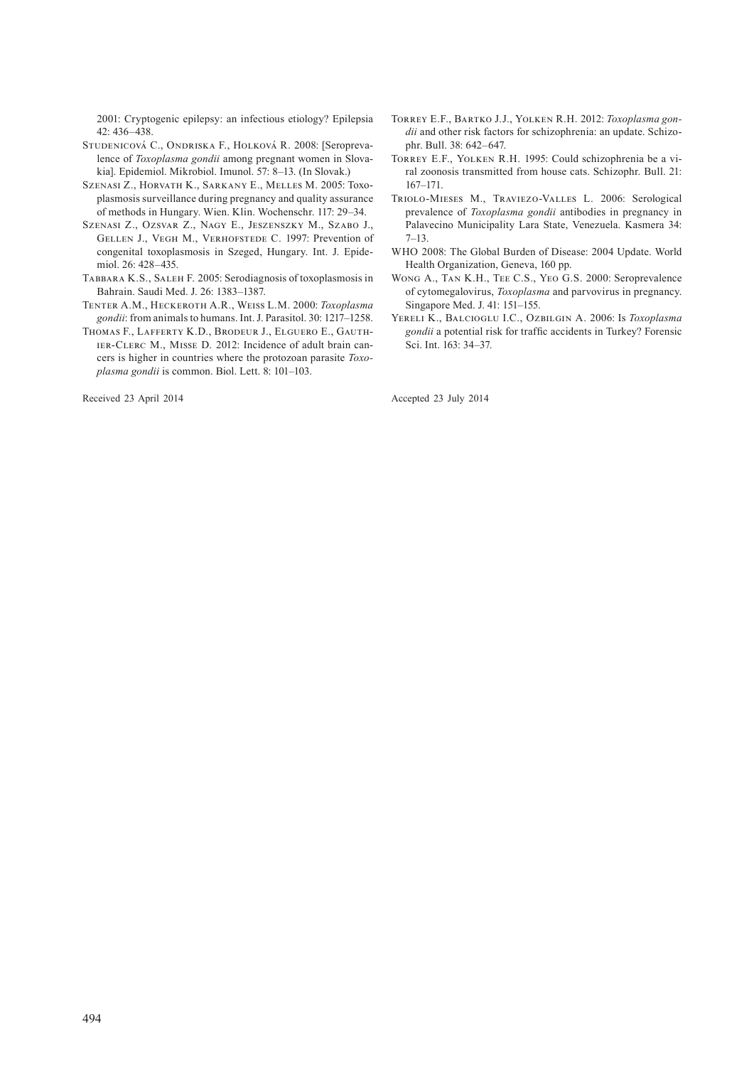2001: Cryptogenic epilepsy: an infectious etiology? Epilepsia 42: 436–438.

Studenicová C., Ondriska F., Holková R. 2008: [Seroprevalence of *Toxoplasma gondii* among pregnant women in Slovakia]. Epidemiol. Mikrobiol. Imunol. 57: 8–13. (In Slovak.)

Szenasi Z., Horvath K., Sarkany E., Melles M. 2005: Toxoplasmosis surveillance during pregnancy and quality assurance of methods in Hungary. Wien. Klin. Wochenschr. 117: 29–34.

Szenasi Z., Ozsvar Z., Nagy E., Jeszenszky M., Szabo J., Gellen J., Vegh M., Verhofstede C. 1997: Prevention of congenital toxoplasmosis in Szeged, Hungary. Int. J. Epidemiol. 26: 428–435.

Tabbara K.S., Saleh F. 2005: Serodiagnosis of toxoplasmosis in Bahrain. Saudi Med. J. 26: 1383–1387.

Tenter A.M., Heckeroth A.R., Weiss L.M. 2000: *Toxoplasma gondii*: from animals to humans. Int. J. Parasitol. 30: 1217–1258.

Thomas F., Lafferty K.D., Brodeur J., Elguero E., Gauthier-Clerc M., Misse D. 2012: Incidence of adult brain cancers is higher in countries where the protozoan parasite *Toxoplasma gondii* is common. Biol. Lett. 8: 101–103.

Torrey E.F., Bartko J.J., Yolken R.H. 2012: *Toxoplasma gondii* and other risk factors for schizophrenia: an update. Schizophr. Bull. 38: 642–647.

Torrey E.F., Yolken R.H. 1995: Could schizophrenia be a viral zoonosis transmitted from house cats. Schizophr. Bull. 21: 167–171.

Triolo-Mieses M., Traviezo-Valles L. 2006: Serological prevalence of *Toxoplasma gondii* antibodies in pregnancy in Palavecino Municipality Lara State, Venezuela. Kasmera 34: 7–13.

WHO 2008: The Global Burden of Disease: 2004 Update. World Health Organization, Geneva, 160 pp.

Wong A., Tan K.H., Tee C.S., Yeo G.S. 2000: Seroprevalence of cytomegalovirus, *Toxoplasma* and parvovirus in pregnancy. Singapore Med. J. 41: 151–155.

Yereli K., Balcioglu I.C., Ozbilgin A. 2006: Is *Toxoplasma gondii* a potential risk for traffic accidents in Turkey? Forensic Sci. Int. 163: 34–37.

Received 23 April 2014

Accepted 23 July 2014